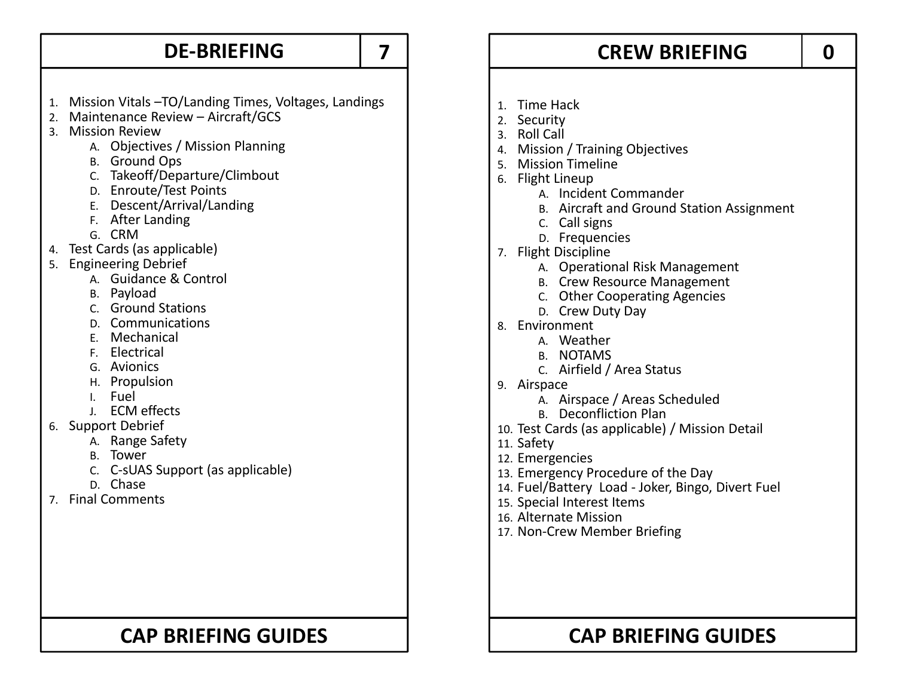## DE-BRIEFING — 7

1. Mission Vitals –TO/Landing Times, Voltages, Landings
2. Maintenance Review – Aircraft/GCS
3. Mission Review
   A. Objectives / Mission Planning
   B. Ground Ops
   C. Takeoff/Departure/Climbout
   D. Enroute/Test Points
   E. Descent/Arrival/Landing
   F. After Landing
   G. CRM
4. Test Cards (as applicable)
5. Engineering Debrief
   A. Guidance & Control
   B. Payload
   C. Ground Stations
   D. Communications
   E. Mechanical
   F. Electrical
   G. Avionics
   H. Propulsion
   I. Fuel
   J. ECM effects
6. Support Debrief
   A. Range Safety
   B. Tower
   C. C-sUAS Support (as applicable)
   D. Chase
7. Final Comments

**CAP BRIEFING GUIDES**

## CREW BRIEFING — 0

1. Time Hack
2. Security
3. Roll Call
4. Mission / Training Objectives
5. Mission Timeline
6. Flight Lineup
   A. Incident Commander
   B. Aircraft and Ground Station Assignment
   C. Call signs
   D. Frequencies
7. Flight Discipline
   A. Operational Risk Management
   B. Crew Resource Management
   C. Other Cooperating Agencies
   D. Crew Duty Day
8. Environment
   A. Weather
   B. NOTAMS
   C. Airfield / Area Status
9. Airspace
   A. Airspace / Areas Scheduled
   B. Deconfliction Plan
10. Test Cards (as applicable) / Mission Detail
11. Safety
12. Emergencies
13. Emergency Procedure of the Day
14. Fuel/Battery Load - Joker, Bingo, Divert Fuel
15. Special Interest Items
16. Alternate Mission
17. Non-Crew Member Briefing

**CAP BRIEFING GUIDES**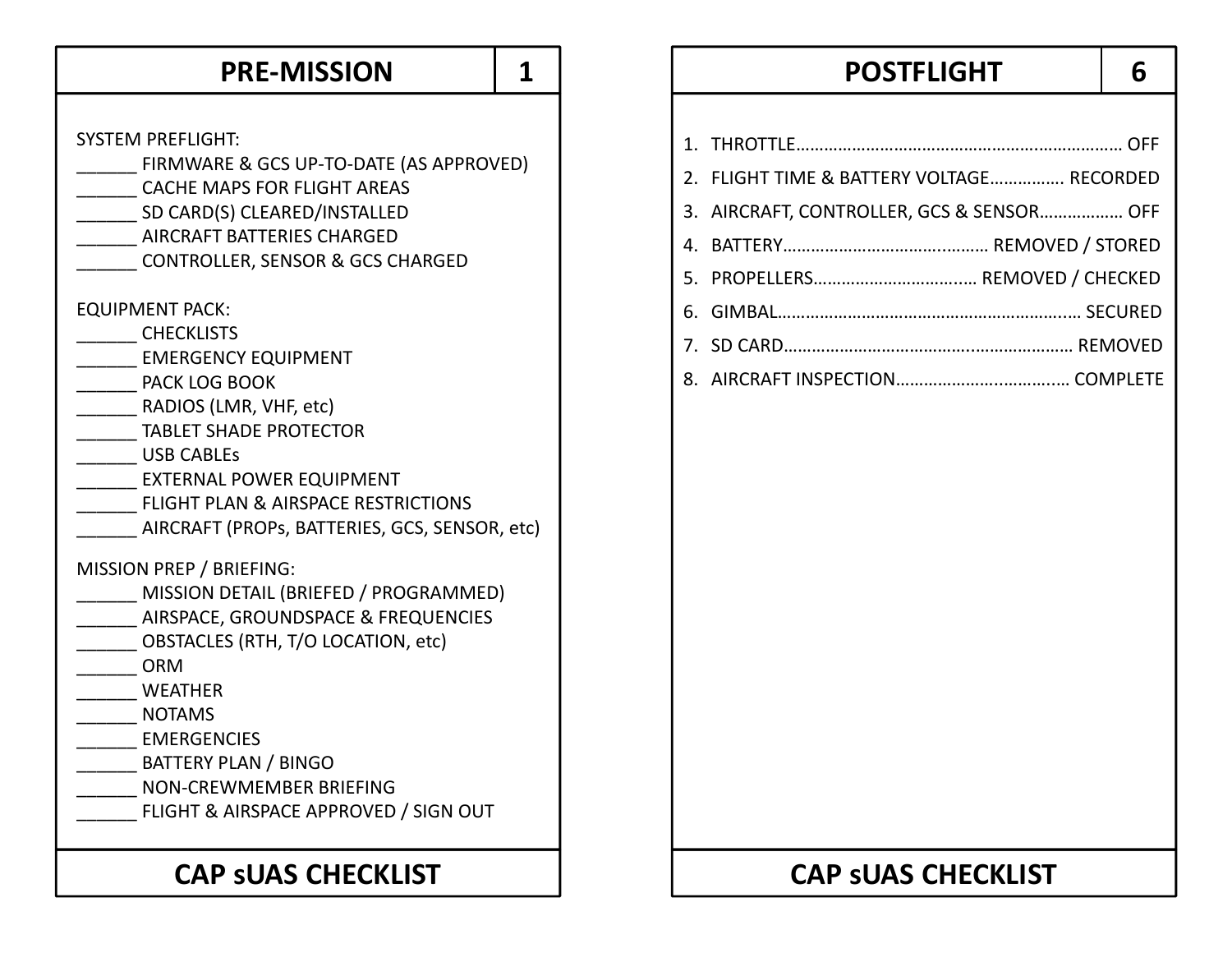## PRE-MISSION | 1

SYSTEM PREFLIGHT:

______ FIRMWARE & GCS UP-TO-DATE (AS APPROVED)
______ CACHE MAPS FOR FLIGHT AREAS
______ SD CARD(S) CLEARED/INSTALLED
______ AIRCRAFT BATTERIES CHARGED
______ CONTROLLER, SENSOR & GCS CHARGED

EQUIPMENT PACK:

______ CHECKLISTS
______ EMERGENCY EQUIPMENT
______ PACK LOG BOOK
______ RADIOS (LMR, VHF, etc)
______ TABLET SHADE PROTECTOR
______ USB CABLEs
______ EXTERNAL POWER EQUIPMENT
______ FLIGHT PLAN & AIRSPACE RESTRICTIONS
______ AIRCRAFT (PROPs, BATTERIES, GCS, SENSOR, etc)

MISSION PREP / BRIEFING:

______ MISSION DETAIL (BRIEFED / PROGRAMMED)
______ AIRSPACE, GROUNDSPACE & FREQUENCIES
______ OBSTACLES (RTH, T/O LOCATION, etc)
______ ORM
______ WEATHER
______ NOTAMS
______ EMERGENCIES
______ BATTERY PLAN / BINGO
______ NON-CREWMEMBER BRIEFING
______ FLIGHT & AIRSPACE APPROVED / SIGN OUT

**CAP sUAS CHECKLIST**

## POSTFLIGHT | 6

1. THROTTLE……………………………………………………………… OFF
2. FLIGHT TIME & BATTERY VOLTAGE……………. RECORDED
3. AIRCRAFT, CONTROLLER, GCS & SENSOR……………… OFF
4. BATTERY……………………………………… REMOVED / STORED
5. PROPELLERS……………………………… REMOVED / CHECKED
6. GIMBAL………………………………………………………… SECURED
7. SD CARD…………………………………………………… REMOVED
8. AIRCRAFT INSPECTION……………………………… COMPLETE

**CAP sUAS CHECKLIST**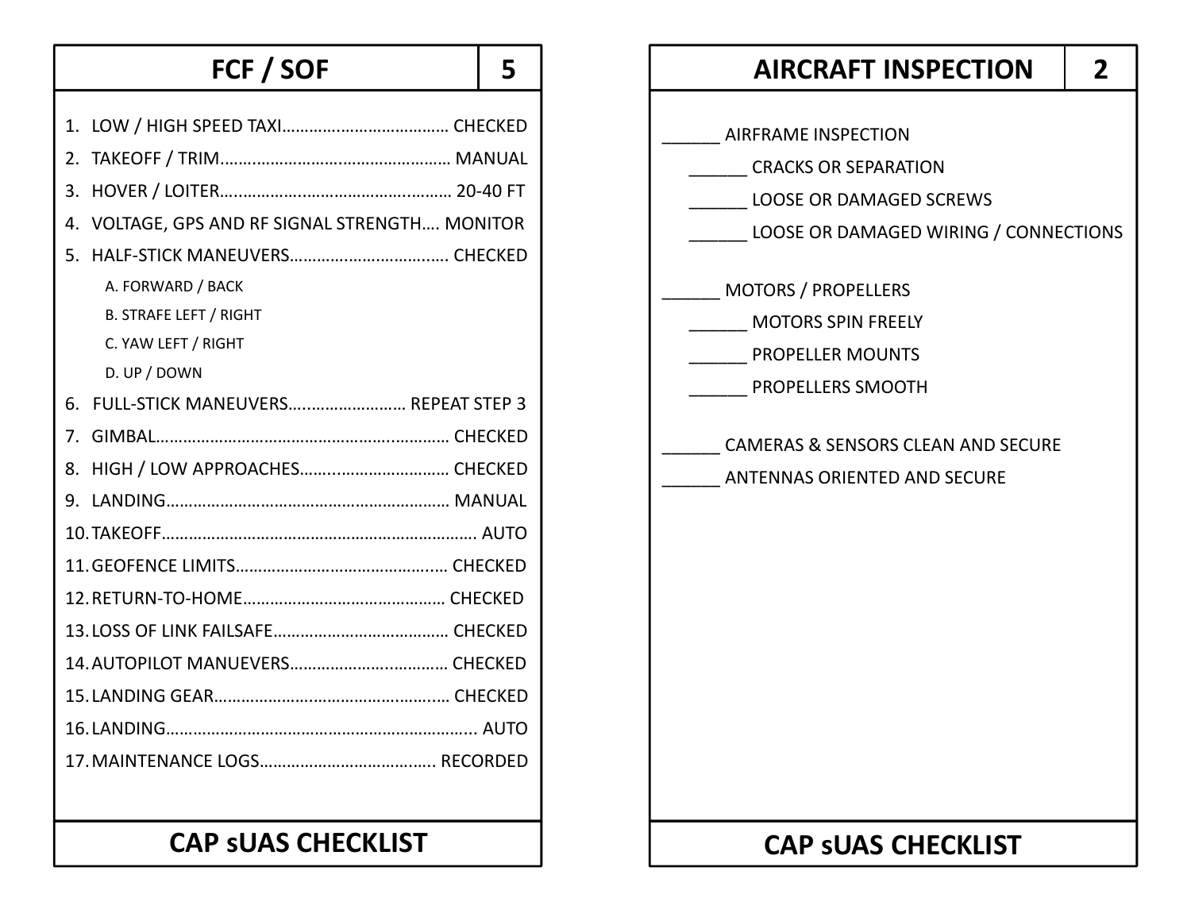## FCF / SOF

1. LOW / HIGH SPEED TAXI……………………………… CHECKED
2. TAKEOFF / TRIM…………………………………………… MANUAL
3. HOVER / LOITER…………………………………………… 20-40 FT
4. VOLTAGE, GPS AND RF SIGNAL STRENGTH…. MONITOR
5. HALF-STICK MANEUVERS…………………………… CHECKED
   A. FORWARD / BACK
   B. STRAFE LEFT / RIGHT
   C. YAW LEFT / RIGHT
   D. UP / DOWN
6. FULL-STICK MANEUVERS…………………… REPEAT STEP 3
7. GIMBAL………………………………………………………… CHECKED
8. HIGH / LOW APPROACHES………………………… CHECKED
9. LANDING……………………………………………………… MANUAL
10. TAKEOFF………………………………………………………… AUTO
11. GEOFENCE LIMITS……………………………………… CHECKED
12. RETURN-TO-HOME……………………………………… CHECKED
13. LOSS OF LINK FAILSAFE……………………………… CHECKED
14. AUTOPILOT MANUEVERS…………………………… CHECKED
15. LANDING GEAR……………………………………………… CHECKED
16. LANDING………………………………………………………… AUTO
17. MAINTENANCE LOGS………………………………… RECORDED

**CAP sUAS CHECKLIST**

## AIRCRAFT INSPECTION

______ AIRFRAME INSPECTION
- ______ CRACKS OR SEPARATION
- ______ LOOSE OR DAMAGED SCREWS
- ______ LOOSE OR DAMAGED WIRING / CONNECTIONS

______ MOTORS / PROPELLERS
- ______ MOTORS SPIN FREELY
- ______ PROPELLER MOUNTS
- ______ PROPELLERS SMOOTH

______ CAMERAS & SENSORS CLEAN AND SECURE

______ ANTENNAS ORIENTED AND SECURE

**CAP sUAS CHECKLIST**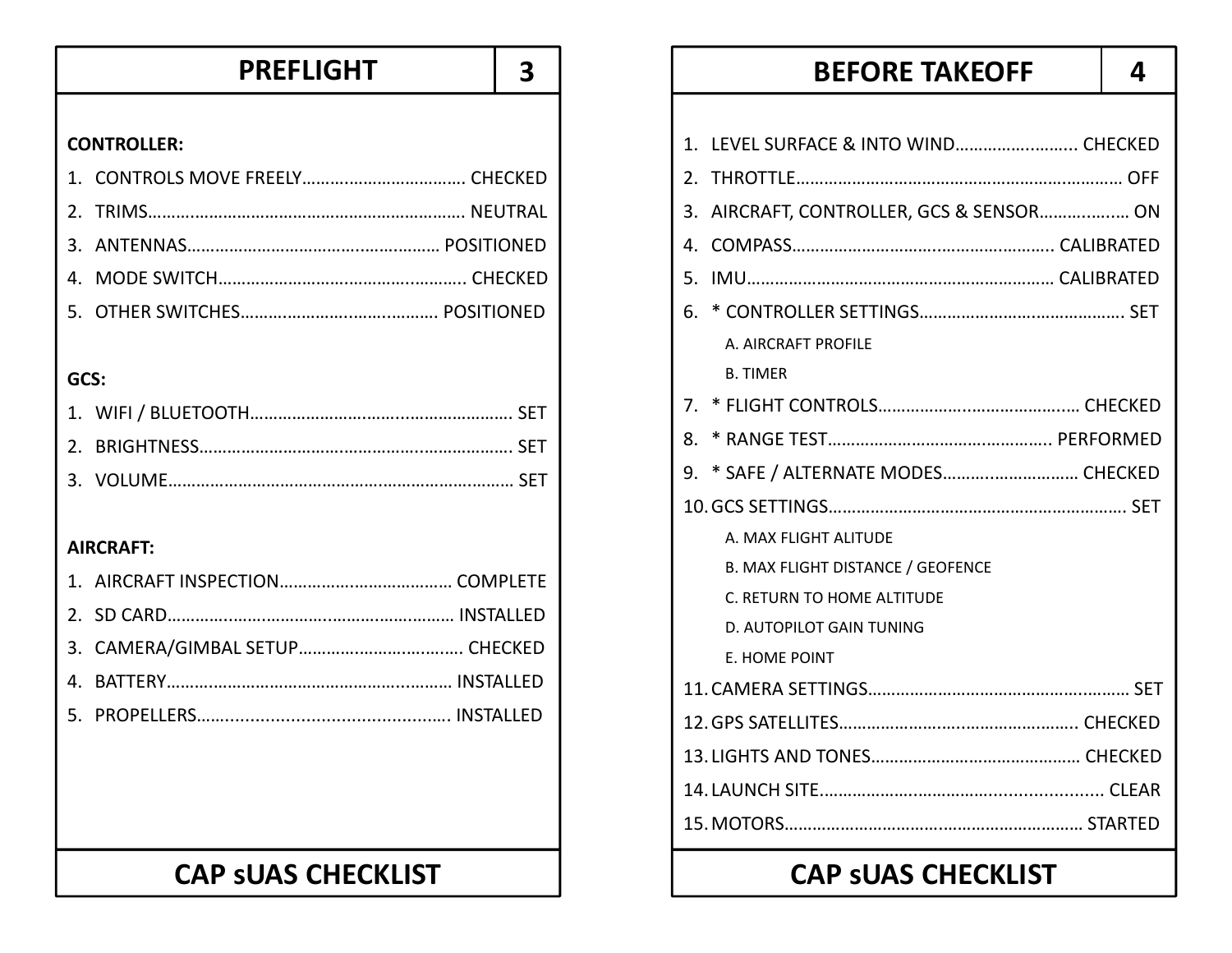## PREFLIGHT — 3

**CONTROLLER:**

1. CONTROLS MOVE FREELY………………………………. CHECKED
2. TRIMS…………………………………………………………. NEUTRAL
3. ANTENNAS………………………………………………. POSITIONED
4. MODE SWITCH……………………………………………. CHECKED
5. OTHER SWITCHES………………………………….. POSITIONED

**GCS:**

1. WIFI / BLUETOOTH……………………………………………. SET
2. BRIGHTNESS……………………………………………………. SET
3. VOLUME……………………………………………………………. SET

**AIRCRAFT:**

1. AIRCRAFT INSPECTION……………………………… COMPLETE
2. SD CARD………………………………………………….. INSTALLED
3. CAMERA/GIMBAL SETUP…………………………….. CHECKED
4. BATTERY…………………………………………………. INSTALLED
5. PROPELLERS……………………………………………. INSTALLED

**CAP sUAS CHECKLIST**

## BEFORE TAKEOFF — 4

1. LEVEL SURFACE & INTO WIND……………………... CHECKED
2. THROTTLE………………………………………………………… OFF
3. AIRCRAFT, CONTROLLER, GCS & SENSOR…………….. ON
4. COMPASS………………………………………………. CALIBRATED
5. IMU……………………………………………………… CALIBRATED
6. * CONTROLLER SETTINGS……………………………………. SET
   - A. AIRCRAFT PROFILE
   - B. TIMER
7. * FLIGHT CONTROLS……………………………………. CHECKED
8. * RANGE TEST………………………………………… PERFORMED
9. * SAFE / ALTERNATE MODES……………………… CHECKED
10. GCS SETTINGS…………………………………………………… SET
    - A. MAX FLIGHT ALITUDE
    - B. MAX FLIGHT DISTANCE / GEOFENCE
    - C. RETURN TO HOME ALTITUDE
    - D. AUTOPILOT GAIN TUNING
    - E. HOME POINT
11. CAMERA SETTINGS…………………………………………… SET
12. GPS SATELLITES………………………………………. CHECKED
13. LIGHTS AND TONES…………………………………. CHECKED
14. LAUNCH SITE…………………………………………………. CLEAR
15. MOTORS………………………………………………….. STARTED

**CAP sUAS CHECKLIST**